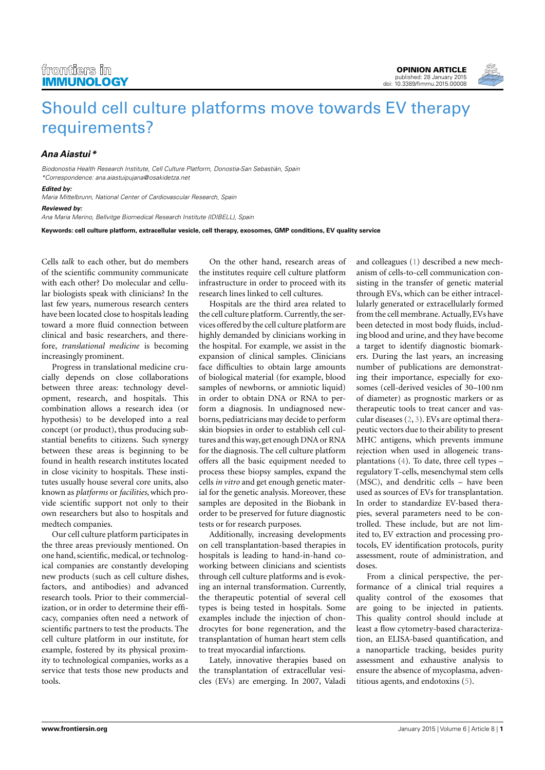OPINION ARTICLE
published: 28 January 2015
doi: 10.3389/fimmu.2015.00008

# Should cell culture platforms move towards EV therapy requirements?

***Ana Aiastui****

*Biodonostia Health Research Institute, Cell Culture Platform, Donostia-San Sebastián, Spain*
*\*Correspondence: ana.aiastuipujana@osakidetza.net*

***Edited by:***
*Maria Mittelbrunn, National Center of Cardiovascular Research, Spain*

***Reviewed by:***
*Ana Maria Merino, Bellvitge Biomedical Research Institute (IDIBELL), Spain*

**Keywords: cell culture platform, extracellular vesicle, cell therapy, exosomes, GMP conditions, EV quality service**

Cells *talk* to each other, but do members of the scientific community communicate with each other? Do molecular and cellular biologists speak with clinicians? In the last few years, numerous research centers have been located close to hospitals leading toward a more fluid connection between clinical and basic researchers, and therefore, *translational medicine* is becoming increasingly prominent.

Progress in translational medicine crucially depends on close collaborations between three areas: technology development, research, and hospitals. This combination allows a research idea (or hypothesis) to be developed into a real concept (or product), thus producing substantial benefits to citizens. Such synergy between these areas is beginning to be found in health research institutes located in close vicinity to hospitals. These institutes usually house several core units, also known as *platforms* or *facilities*, which provide scientific support not only to their own researchers but also to hospitals and medtech companies.

Our cell culture platform participates in the three areas previously mentioned. On one hand, scientific, medical, or technological companies are constantly developing new products (such as cell culture dishes, factors, and antibodies) and advanced research tools. Prior to their commercialization, or in order to determine their efficacy, companies often need a network of scientific partners to test the products. The cell culture platform in our institute, for example, fostered by its physical proximity to technological companies, works as a service that tests those new products and tools.

On the other hand, research areas of the institutes require cell culture platform infrastructure in order to proceed with its research lines linked to cell cultures.

Hospitals are the third area related to the cell culture platform. Currently, the services offered by the cell culture platform are highly demanded by clinicians working in the hospital. For example, we assist in the expansion of clinical samples. Clinicians face difficulties to obtain large amounts of biological material (for example, blood samples of newborns, or amniotic liquid) in order to obtain DNA or RNA to perform a diagnosis. In undiagnosed newborns, pediatricians may decide to perform skin biopsies in order to establish cell cultures and this way, get enough DNA or RNA for the diagnosis. The cell culture platform offers all the basic equipment needed to process these biopsy samples, expand the cells *in vitro* and get enough genetic material for the genetic analysis. Moreover, these samples are deposited in the Biobank in order to be preserved for future diagnostic tests or for research purposes.

Additionally, increasing developments on cell transplantation-based therapies in hospitals is leading to hand-in-hand coworking between clinicians and scientists through cell culture platforms and is evoking an internal transformation. Currently, the therapeutic potential of several cell types is being tested in hospitals. Some examples include the injection of chondrocytes for bone regeneration, and the transplantation of human heart stem cells to treat myocardial infarctions.

Lately, innovative therapies based on the transplantation of extracellular vesicles (EVs) are emerging. In 2007, Valadi and colleagues (1) described a new mechanism of cells-to-cell communication consisting in the transfer of genetic material through EVs, which can be either intracellularly generated or extracellularly formed from the cell membrane. Actually, EVs have been detected in most body fluids, including blood and urine, and they have become a target to identify diagnostic biomarkers. During the last years, an increasing number of publications are demonstrating their importance, especially for exosomes (cell-derived vesicles of 30–100 nm of diameter) as prognostic markers or as therapeutic tools to treat cancer and vascular diseases (2, 3). EVs are optimal therapeutic vectors due to their ability to present MHC antigens, which prevents immune rejection when used in allogeneic transplantations (4). To date, three cell types – regulatory T-cells, mesenchymal stem cells (MSC), and dendritic cells – have been used as sources of EVs for transplantation. In order to standardize EV-based therapies, several parameters need to be controlled. These include, but are not limited to, EV extraction and processing protocols, EV identification protocols, purity assessment, route of administration, and doses.

From a clinical perspective, the performance of a clinical trial requires a quality control of the exosomes that are going to be injected in patients. This quality control should include at least a flow cytometry-based characterization, an ELISA-based quantification, and a nanoparticle tracking, besides purity assessment and exhaustive analysis to ensure the absence of mycoplasma, adventitious agents, and endotoxins (5).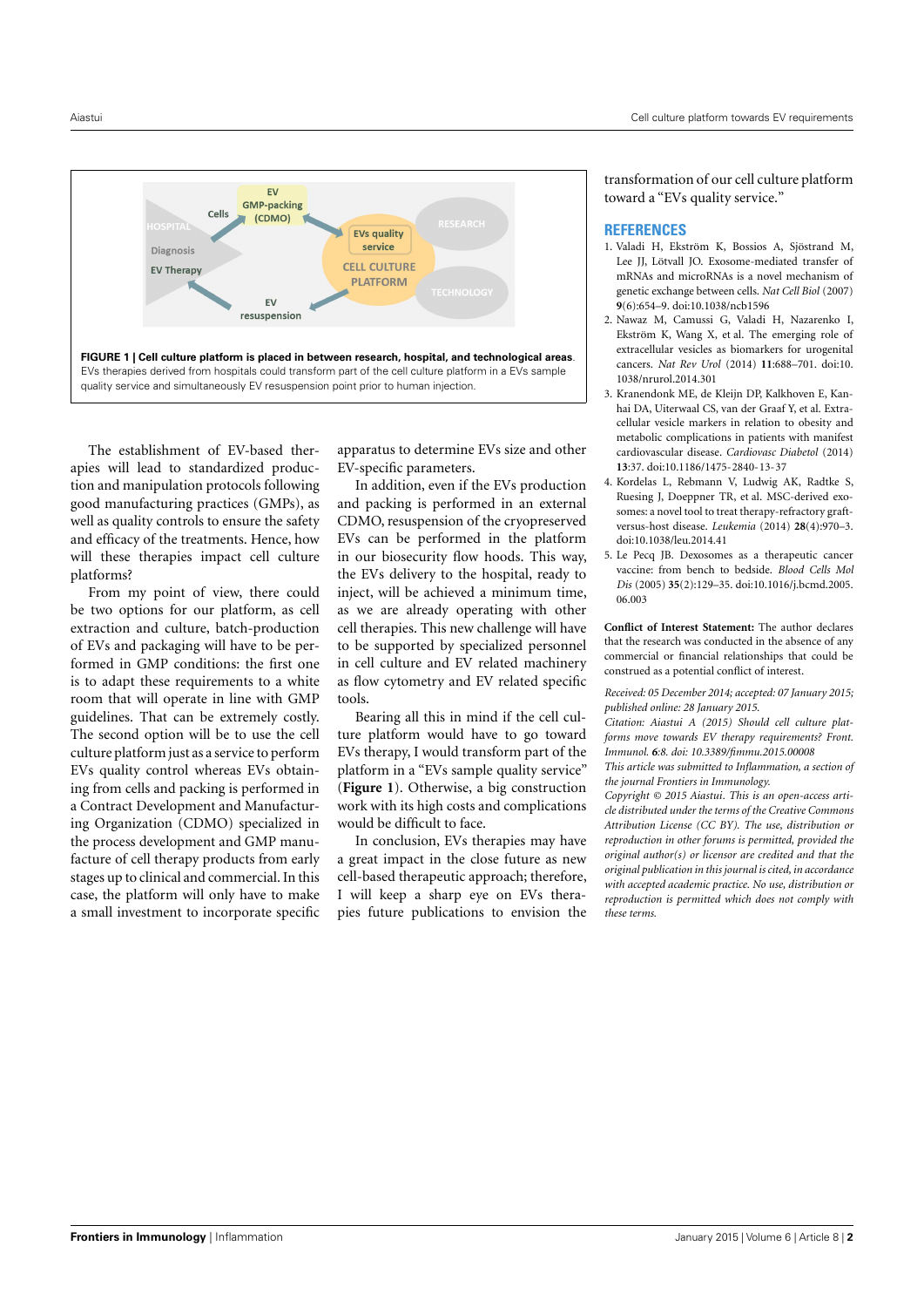EV
GMP-packing
(CDMO)
Cells
HOSPITAL
Diagnosis
EV Therapy
EVs quality
service
CELL CULTURE
PLATFORM
RESEARCH
TECHNOLOGY
EV
resuspension

**FIGURE 1 | Cell culture platform is placed in between research, hospital, and technological areas.** EVs therapies derived from hospitals could transform part of the cell culture platform in a EVs sample quality service and simultaneously EV resuspension point prior to human injection.

The establishment of EV-based therapies will lead to standardized production and manipulation protocols following good manufacturing practices (GMPs), as well as quality controls to ensure the safety and efficacy of the treatments. Hence, how will these therapies impact cell culture platforms?

From my point of view, there could be two options for our platform, as cell extraction and culture, batch-production of EVs and packaging will have to be performed in GMP conditions: the first one is to adapt these requirements to a white room that will operate in line with GMP guidelines. That can be extremely costly. The second option will be to use the cell culture platform just as a service to perform EVs quality control whereas EVs obtaining from cells and packing is performed in a Contract Development and Manufacturing Organization (CDMO) specialized in the process development and GMP manufacture of cell therapy products from early stages up to clinical and commercial. In this case, the platform will only have to make a small investment to incorporate specific apparatus to determine EVs size and other EV-specific parameters.

In addition, even if the EVs production and packing is performed in an external CDMO, resuspension of the cryopreserved EVs can be performed in the platform in our biosecurity flow hoods. This way, the EVs delivery to the hospital, ready to inject, will be achieved a minimum time, as we are already operating with other cell therapies. This new challenge will have to be supported by specialized personnel in cell culture and EV related machinery as flow cytometry and EV related specific tools.

Bearing all this in mind if the cell culture platform would have to go toward EVs therapy, I would transform part of the platform in a "EVs sample quality service" (**Figure 1**). Otherwise, a big construction work with its high costs and complications would be difficult to face.

In conclusion, EVs therapies may have a great impact in the close future as new cell-based therapeutic approach; therefore, I will keep a sharp eye on EVs therapies future publications to envision the transformation of our cell culture platform toward a "EVs quality service."

## REFERENCES

1. Valadi H, Ekström K, Bossios A, Sjöstrand M, Lee JJ, Lötvall JO. Exosome-mediated transfer of mRNAs and microRNAs is a novel mechanism of genetic exchange between cells. *Nat Cell Biol* (2007) **9**(6):654–9. doi:10.1038/ncb1596
2. Nawaz M, Camussi G, Valadi H, Nazarenko I, Ekström K, Wang X, et al. The emerging role of extracellular vesicles as biomarkers for urogenital cancers. *Nat Rev Urol* (2014) **11**:688–701. doi:10.1038/nrurol.2014.301
3. Kranendonk ME, de Kleijn DP, Kalkhoven E, Kanhai DA, Uiterwaal CS, van der Graaf Y, et al. Extracellular vesicle markers in relation to obesity and metabolic complications in patients with manifest cardiovascular disease. *Cardiovasc Diabetol* (2014) **13**:37. doi:10.1186/1475-2840-13-37
4. Kordelas L, Rebmann V, Ludwig AK, Radtke S, Ruesing J, Doeppner TR, et al. MSC-derived exosomes: a novel tool to treat therapy-refractory graft-versus-host disease. *Leukemia* (2014) **28**(4):970–3. doi:10.1038/leu.2014.41
5. Le Pecq JB. Dexosomes as a therapeutic cancer vaccine: from bench to bedside. *Blood Cells Mol Dis* (2005) **35**(2):129–35. doi:10.1016/j.bcmd.2005.06.003

**Conflict of Interest Statement:** The author declares that the research was conducted in the absence of any commercial or financial relationships that could be construed as a potential conflict of interest.

*Received: 05 December 2014; accepted: 07 January 2015; published online: 28 January 2015.*

*Citation: Aiastui A (2015) Should cell culture platforms move towards EV therapy requirements? Front. Immunol.* **6***:8. doi: 10.3389/fimmu.2015.00008*

*This article was submitted to Inflammation, a section of the journal Frontiers in Immunology.*

*Copyright © 2015 Aiastui. This is an open-access article distributed under the terms of the Creative Commons Attribution License (CC BY). The use, distribution or reproduction in other forums is permitted, provided the original author(s) or licensor are credited and that the original publication in this journal is cited, in accordance with accepted academic practice. No use, distribution or reproduction is permitted which does not comply with these terms.*